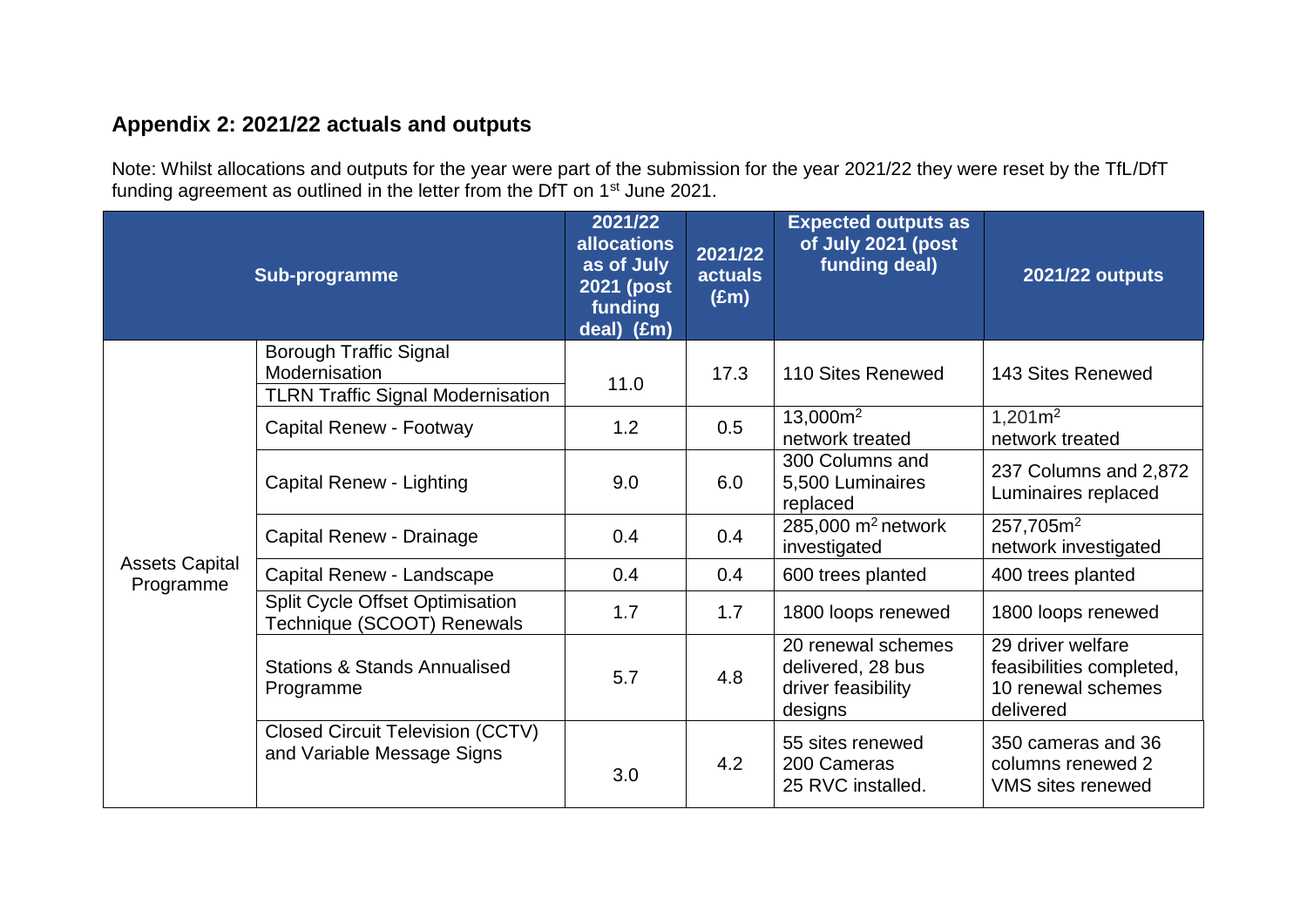## Appendix 2: 2021/22 actuals and outputs

Note: Whilst allocations and outputs for the year were part of the submission for the year 2021/22 they were reset by the TfL/DfT funding agreement as outlined in the letter from the DfT on 1st June 2021.

| Sub-programme | | 2021/22 allocations as of July 2021 (post funding deal) (£m) | 2021/22 actuals (£m) | Expected outputs as of July 2021 (post funding deal) | 2021/22 outputs |
|---|---|---|---|---|---|
| Assets Capital Programme | Borough Traffic Signal Modernisation<br>TLRN Traffic Signal Modernisation | 11.0 | 17.3 | 110 Sites Renewed | 143 Sites Renewed |
| | Capital Renew - Footway | 1.2 | 0.5 | 13,000m $^2$ network treated | 1,201m $^2$ network treated |
| | Capital Renew - Lighting | 9.0 | 6.0 | 300 Columns and 5,500 Luminaires replaced | 237 Columns and 2,872 Luminaires replaced |
| | Capital Renew - Drainage | 0.4 | 0.4 | 285,000 m $^2$ network investigated | 257,705m $^2$ network investigated |
| | Capital Renew - Landscape | 0.4 | 0.4 | 600 trees planted | 400 trees planted |
| | Split Cycle Offset Optimisation Technique (SCOOT) Renewals | 1.7 | 1.7 | 1800 loops renewed | 1800 loops renewed |
| | Stations & Stands Annualised Programme | 5.7 | 4.8 | 20 renewal schemes delivered, 28 bus driver feasibility designs | 29 driver welfare feasibilities completed, 10 renewal schemes delivered |
| | Closed Circuit Television (CCTV) and Variable Message Signs | 3.0 | 4.2 | 55 sites renewed<br>200 Cameras<br>25 RVC installed. | 350 cameras and 36 columns renewed 2 VMS sites renewed |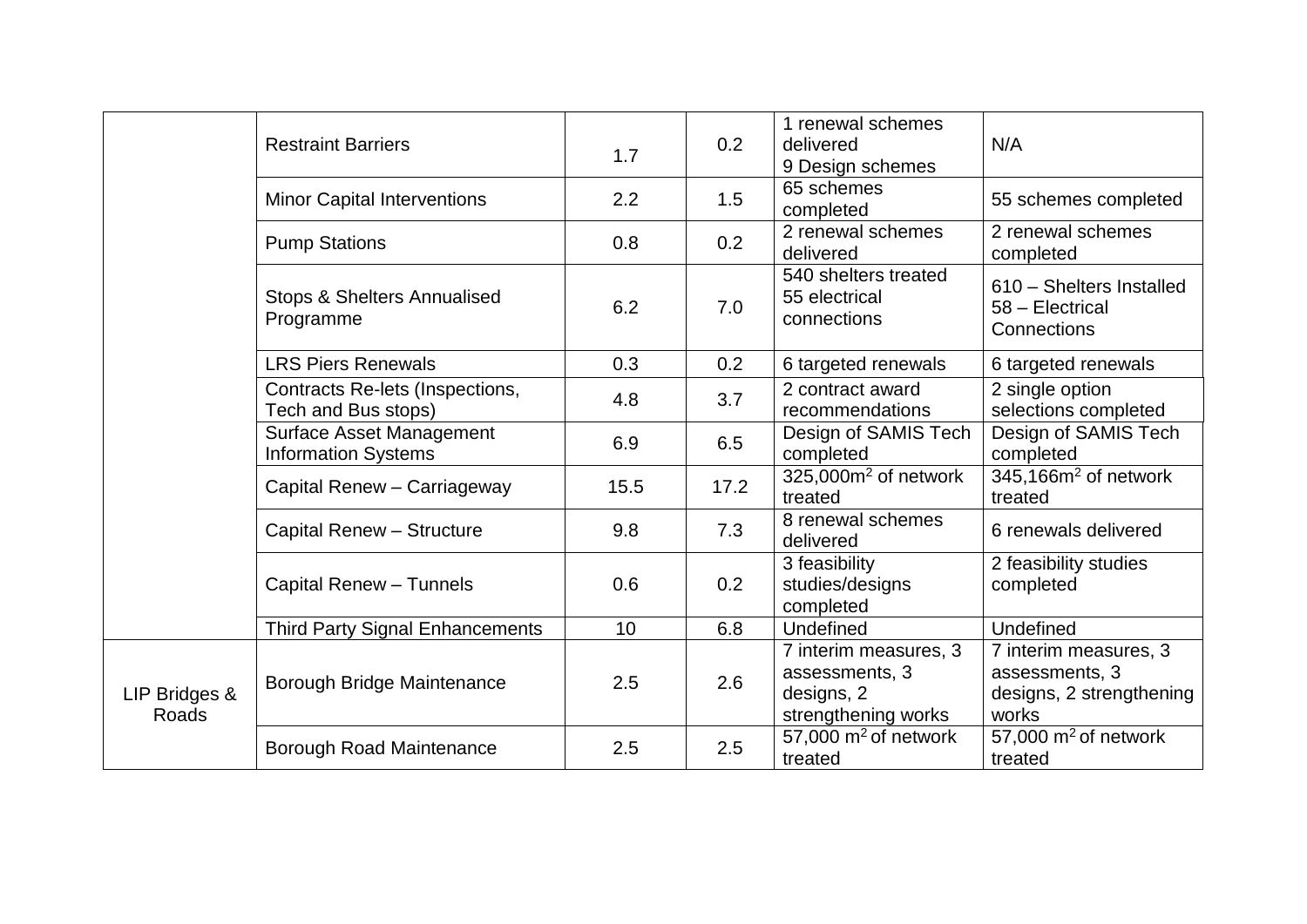| | | | | | |
|---|---|---|---|---|---|
| | Restraint Barriers | 1.7 | 0.2 | 1 renewal schemes delivered<br>9 Design schemes | N/A |
| | Minor Capital Interventions | 2.2 | 1.5 | 65 schemes completed | 55 schemes completed |
| | Pump Stations | 0.8 | 0.2 | 2 renewal schemes delivered | 2 renewal schemes completed |
| | Stops & Shelters Annualised Programme | 6.2 | 7.0 | 540 shelters treated<br>55 electrical connections | 610 – Shelters Installed<br>58 – Electrical Connections |
| | LRS Piers Renewals | 0.3 | 0.2 | 6 targeted renewals | 6 targeted renewals |
| | Contracts Re-lets (Inspections, Tech and Bus stops) | 4.8 | 3.7 | 2 contract award recommendations | 2 single option selections completed |
| | Surface Asset Management Information Systems | 6.9 | 6.5 | Design of SAMIS Tech completed | Design of SAMIS Tech completed |
| | Capital Renew – Carriageway | 15.5 | 17.2 | 325,000m$^2$ of network treated | 345,166m$^2$ of network treated |
| | Capital Renew – Structure | 9.8 | 7.3 | 8 renewal schemes delivered | 6 renewals delivered |
| | Capital Renew – Tunnels | 0.6 | 0.2 | 3 feasibility studies/designs completed | 2 feasibility studies completed |
| | Third Party Signal Enhancements | 10 | 6.8 | Undefined | Undefined |
| LIP Bridges & Roads | Borough Bridge Maintenance | 2.5 | 2.6 | 7 interim measures, 3 assessments, 3 designs, 2 strengthening works | 7 interim measures, 3 assessments, 3 designs, 2 strengthening works |
| | Borough Road Maintenance | 2.5 | 2.5 | 57,000 m$^2$ of network treated | 57,000 m$^2$ of network treated |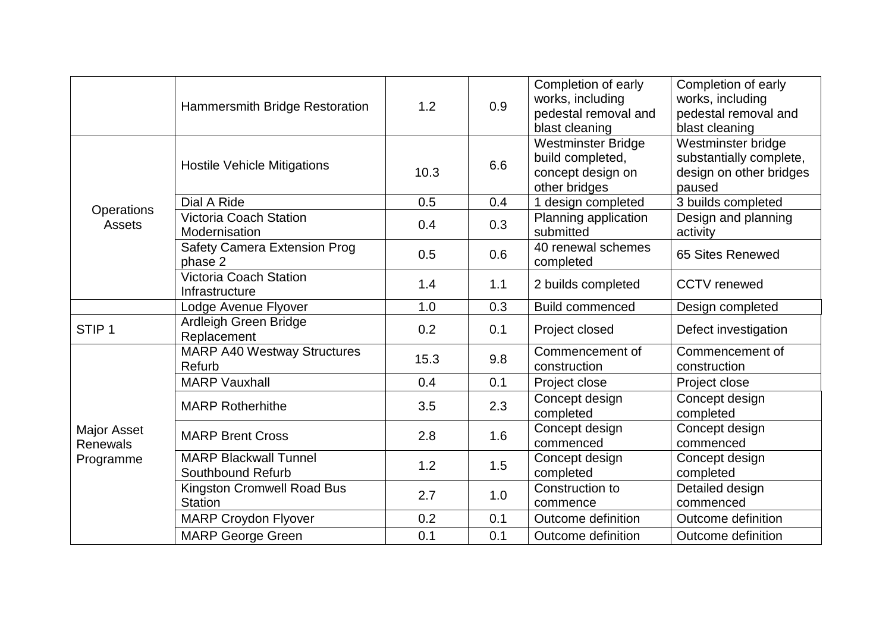| | | | | | |
|---|---|---|---|---|---|
| | Hammersmith Bridge Restoration | 1.2 | 0.9 | Completion of early works, including pedestal removal and blast cleaning | Completion of early works, including pedestal removal and blast cleaning |
| Operations Assets | Hostile Vehicle Mitigations | 10.3 | 6.6 | Westminster Bridge build completed, concept design on other bridges | Westminster bridge substantially complete, design on other bridges paused |
| | Dial A Ride | 0.5 | 0.4 | 1 design completed | 3 builds completed |
| | Victoria Coach Station Modernisation | 0.4 | 0.3 | Planning application submitted | Design and planning activity |
| | Safety Camera Extension Prog phase 2 | 0.5 | 0.6 | 40 renewal schemes completed | 65 Sites Renewed |
| | Victoria Coach Station Infrastructure | 1.4 | 1.1 | 2 builds completed | CCTV renewed |
| | Lodge Avenue Flyover | 1.0 | 0.3 | Build commenced | Design completed |
| STIP 1 | Ardleigh Green Bridge Replacement | 0.2 | 0.1 | Project closed | Defect investigation |
| Major Asset Renewals Programme | MARP A40 Westway Structures Refurb | 15.3 | 9.8 | Commencement of construction | Commencement of construction |
| | MARP Vauxhall | 0.4 | 0.1 | Project close | Project close |
| | MARP Rotherhithe | 3.5 | 2.3 | Concept design completed | Concept design completed |
| | MARP Brent Cross | 2.8 | 1.6 | Concept design commenced | Concept design commenced |
| | MARP Blackwall Tunnel Southbound Refurb | 1.2 | 1.5 | Concept design completed | Concept design completed |
| | Kingston Cromwell Road Bus Station | 2.7 | 1.0 | Construction to commence | Detailed design commenced |
| | MARP Croydon Flyover | 0.2 | 0.1 | Outcome definition | Outcome definition |
| | MARP George Green | 0.1 | 0.1 | Outcome definition | Outcome definition |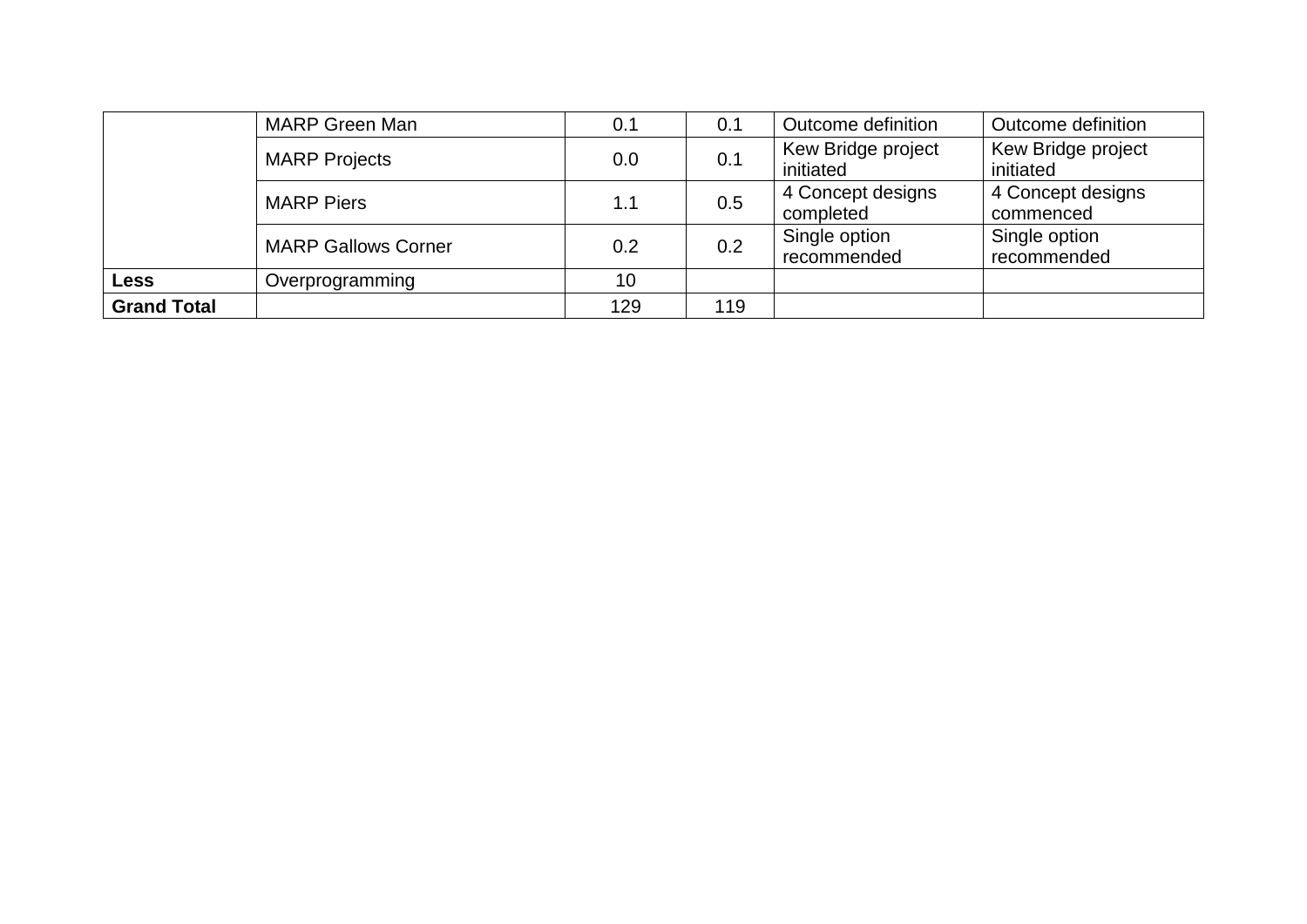| | | | | | |
|---|---|---|---|---|---|
| | MARP Green Man | 0.1 | 0.1 | Outcome definition | Outcome definition |
| | MARP Projects | 0.0 | 0.1 | Kew Bridge project initiated | Kew Bridge project initiated |
| | MARP Piers | 1.1 | 0.5 | 4 Concept designs completed | 4 Concept designs commenced |
| | MARP Gallows Corner | 0.2 | 0.2 | Single option recommended | Single option recommended |
| **Less** | Overprogramming | 10 | | | |
| **Grand Total** | | 129 | 119 | | |